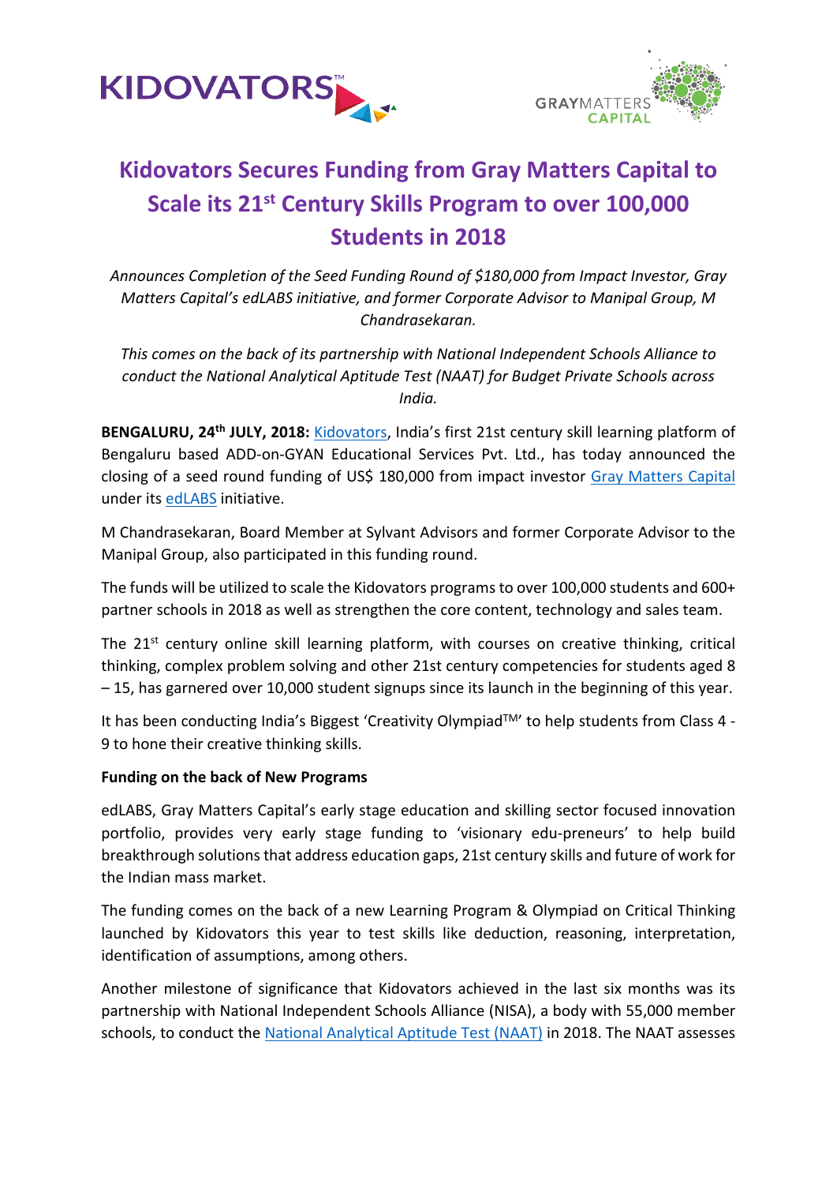KIDOVATORS™

GRAYMATTERS CAPITAL

# Kidovators Secures Funding from Gray Matters Capital to Scale its 21st Century Skills Program to over 100,000 Students in 2018

*Announces Completion of the Seed Funding Round of $180,000 from Impact Investor, Gray Matters Capital's edLABS initiative, and former Corporate Advisor to Manipal Group, M Chandrasekaran.*

*This comes on the back of its partnership with National Independent Schools Alliance to conduct the National Analytical Aptitude Test (NAAT) for Budget Private Schools across India.*

**BENGALURU, 24th JULY, 2018:** Kidovators, India's first 21st century skill learning platform of Bengaluru based ADD-on-GYAN Educational Services Pvt. Ltd., has today announced the closing of a seed round funding of US$ 180,000 from impact investor Gray Matters Capital under its edLABS initiative.

M Chandrasekaran, Board Member at Sylvant Advisors and former Corporate Advisor to the Manipal Group, also participated in this funding round.

The funds will be utilized to scale the Kidovators programs to over 100,000 students and 600+ partner schools in 2018 as well as strengthen the core content, technology and sales team.

The 21st century online skill learning platform, with courses on creative thinking, critical thinking, complex problem solving and other 21st century competencies for students aged 8 – 15, has garnered over 10,000 student signups since its launch in the beginning of this year.

It has been conducting India's Biggest 'Creativity Olympiad™' to help students from Class 4 - 9 to hone their creative thinking skills.

**Funding on the back of New Programs**

edLABS, Gray Matters Capital's early stage education and skilling sector focused innovation portfolio, provides very early stage funding to 'visionary edu-preneurs' to help build breakthrough solutions that address education gaps, 21st century skills and future of work for the Indian mass market.

The funding comes on the back of a new Learning Program & Olympiad on Critical Thinking launched by Kidovators this year to test skills like deduction, reasoning, interpretation, identification of assumptions, among others.

Another milestone of significance that Kidovators achieved in the last six months was its partnership with National Independent Schools Alliance (NISA), a body with 55,000 member schools, to conduct the National Analytical Aptitude Test (NAAT) in 2018. The NAAT assesses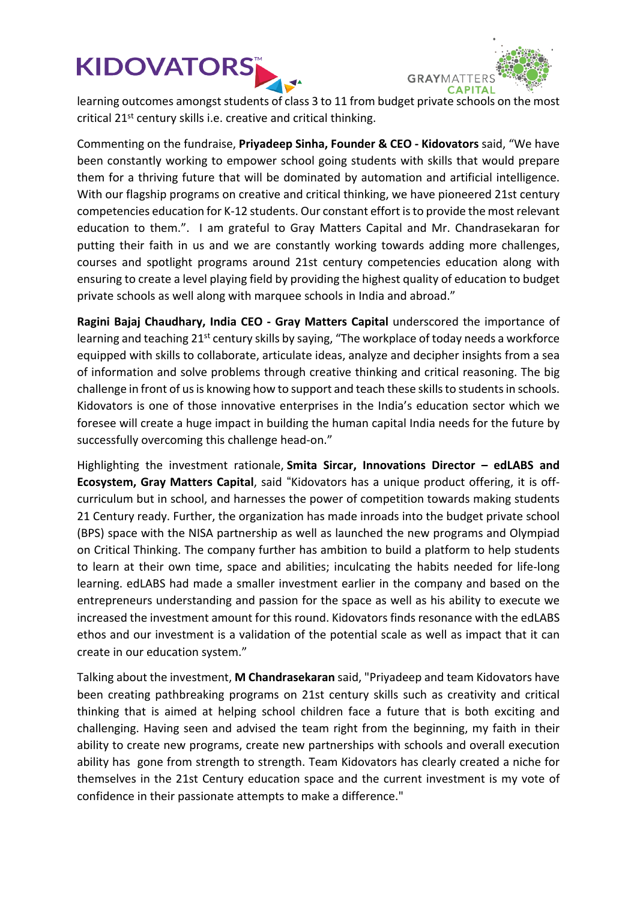learning outcomes amongst students of class 3 to 11 from budget private schools on the most critical 21st century skills i.e. creative and critical thinking.

Commenting on the fundraise, **Priyadeep Sinha, Founder & CEO - Kidovators** said, "We have been constantly working to empower school going students with skills that would prepare them for a thriving future that will be dominated by automation and artificial intelligence. With our flagship programs on creative and critical thinking, we have pioneered 21st century competencies education for K-12 students. Our constant effort is to provide the most relevant education to them.". I am grateful to Gray Matters Capital and Mr. Chandrasekaran for putting their faith in us and we are constantly working towards adding more challenges, courses and spotlight programs around 21st century competencies education along with ensuring to create a level playing field by providing the highest quality of education to budget private schools as well along with marquee schools in India and abroad."

**Ragini Bajaj Chaudhary, India CEO - Gray Matters Capital** underscored the importance of learning and teaching 21st century skills by saying, "The workplace of today needs a workforce equipped with skills to collaborate, articulate ideas, analyze and decipher insights from a sea of information and solve problems through creative thinking and critical reasoning. The big challenge in front of us is knowing how to support and teach these skills to students in schools. Kidovators is one of those innovative enterprises in the India's education sector which we foresee will create a huge impact in building the human capital India needs for the future by successfully overcoming this challenge head-on."

Highlighting the investment rationale, **Smita Sircar, Innovations Director – edLABS and Ecosystem, Gray Matters Capital**, said "Kidovators has a unique product offering, it is off-curriculum but in school, and harnesses the power of competition towards making students 21 Century ready. Further, the organization has made inroads into the budget private school (BPS) space with the NISA partnership as well as launched the new programs and Olympiad on Critical Thinking. The company further has ambition to build a platform to help students to learn at their own time, space and abilities; inculcating the habits needed for life-long learning. edLABS had made a smaller investment earlier in the company and based on the entrepreneurs understanding and passion for the space as well as his ability to execute we increased the investment amount for this round. Kidovators finds resonance with the edLABS ethos and our investment is a validation of the potential scale as well as impact that it can create in our education system."

Talking about the investment, **M Chandrasekaran** said, "Priyadeep and team Kidovators have been creating pathbreaking programs on 21st century skills such as creativity and critical thinking that is aimed at helping school children face a future that is both exciting and challenging. Having seen and advised the team right from the beginning, my faith in their ability to create new programs, create new partnerships with schools and overall execution ability has gone from strength to strength. Team Kidovators has clearly created a niche for themselves in the 21st Century education space and the current investment is my vote of confidence in their passionate attempts to make a difference."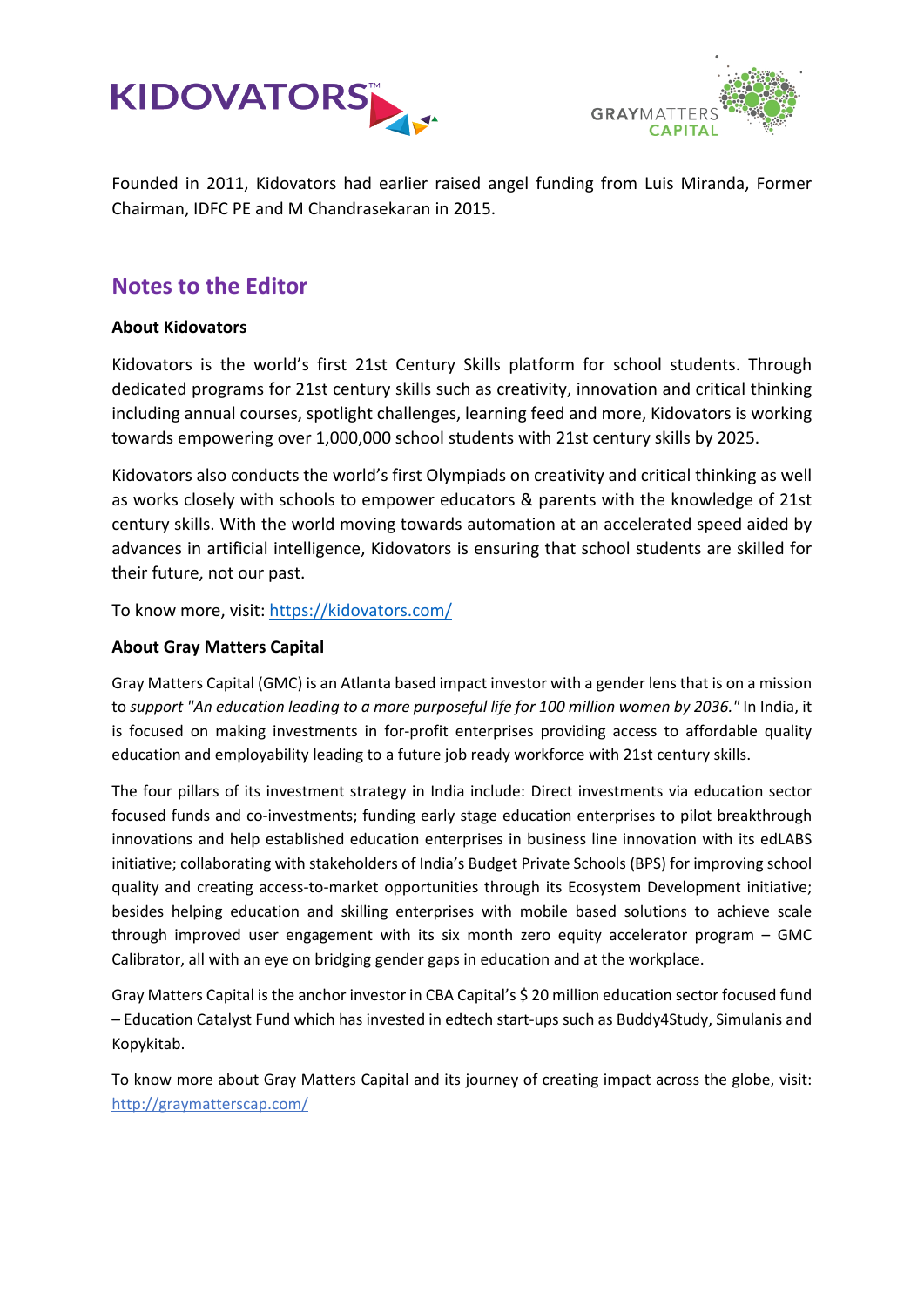Founded in 2011, Kidovators had earlier raised angel funding from Luis Miranda, Former Chairman, IDFC PE and M Chandrasekaran in 2015.

## Notes to the Editor

**About Kidovators**

Kidovators is the world's first 21st Century Skills platform for school students. Through dedicated programs for 21st century skills such as creativity, innovation and critical thinking including annual courses, spotlight challenges, learning feed and more, Kidovators is working towards empowering over 1,000,000 school students with 21st century skills by 2025.

Kidovators also conducts the world's first Olympiads on creativity and critical thinking as well as works closely with schools to empower educators & parents with the knowledge of 21st century skills. With the world moving towards automation at an accelerated speed aided by advances in artificial intelligence, Kidovators is ensuring that school students are skilled for their future, not our past.

To know more, visit: [https://kidovators.com/](https://kidovators.com/)

**About Gray Matters Capital**

Gray Matters Capital (GMC) is an Atlanta based impact investor with a gender lens that is on a mission to *support "An education leading to a more purposeful life for 100 million women by 2036."* In India, it is focused on making investments in for-profit enterprises providing access to affordable quality education and employability leading to a future job ready workforce with 21st century skills.

The four pillars of its investment strategy in India include: Direct investments via education sector focused funds and co-investments; funding early stage education enterprises to pilot breakthrough innovations and help established education enterprises in business line innovation with its edLABS initiative; collaborating with stakeholders of India's Budget Private Schools (BPS) for improving school quality and creating access-to-market opportunities through its Ecosystem Development initiative; besides helping education and skilling enterprises with mobile based solutions to achieve scale through improved user engagement with its six month zero equity accelerator program – GMC Calibrator, all with an eye on bridging gender gaps in education and at the workplace.

Gray Matters Capital is the anchor investor in CBA Capital's $ 20 million education sector focused fund – Education Catalyst Fund which has invested in edtech start-ups such as Buddy4Study, Simulanis and Kopykitab.

To know more about Gray Matters Capital and its journey of creating impact across the globe, visit: [http://graymatterscap.com/](http://graymatterscap.com/)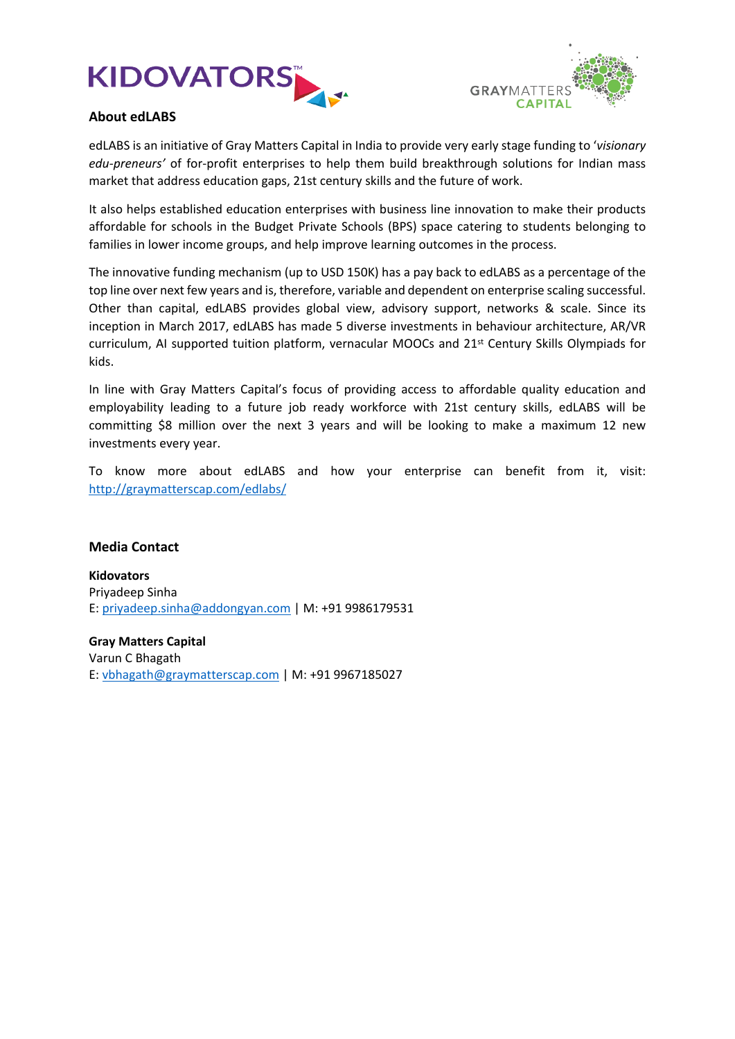## About edLABS

edLABS is an initiative of Gray Matters Capital in India to provide very early stage funding to '*visionary edu-preneurs'* of for-profit enterprises to help them build breakthrough solutions for Indian mass market that address education gaps, 21st century skills and the future of work.

It also helps established education enterprises with business line innovation to make their products affordable for schools in the Budget Private Schools (BPS) space catering to students belonging to families in lower income groups, and help improve learning outcomes in the process.

The innovative funding mechanism (up to USD 150K) has a pay back to edLABS as a percentage of the top line over next few years and is, therefore, variable and dependent on enterprise scaling successful. Other than capital, edLABS provides global view, advisory support, networks & scale. Since its inception in March 2017, edLABS has made 5 diverse investments in behaviour architecture, AR/VR curriculum, AI supported tuition platform, vernacular MOOCs and 21st Century Skills Olympiads for kids.

In line with Gray Matters Capital's focus of providing access to affordable quality education and employability leading to a future job ready workforce with 21st century skills, edLABS will be committing $8 million over the next 3 years and will be looking to make a maximum 12 new investments every year.

To know more about edLABS and how your enterprise can benefit from it, visit: http://graymatterscap.com/edlabs/

## Media Contact

**Kidovators**
Priyadeep Sinha
E: priyadeep.sinha@addongyan.com | M: +91 9986179531

**Gray Matters Capital**
Varun C Bhagath
E: vbhagath@graymatterscap.com | M: +91 9967185027